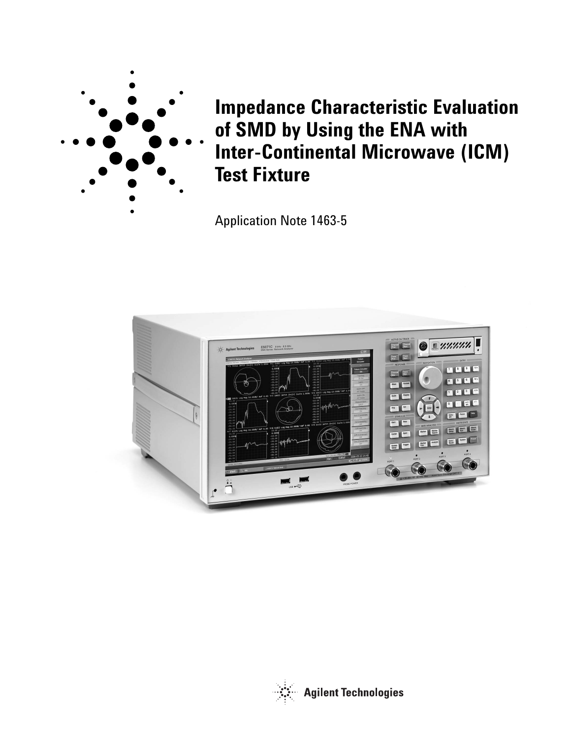# Impedance Characteristic Evaluation of SMD by Using the ENA with Inter-Continental Microwave (ICM) Test Fixture

Application Note 1463-5

Agilent Technologies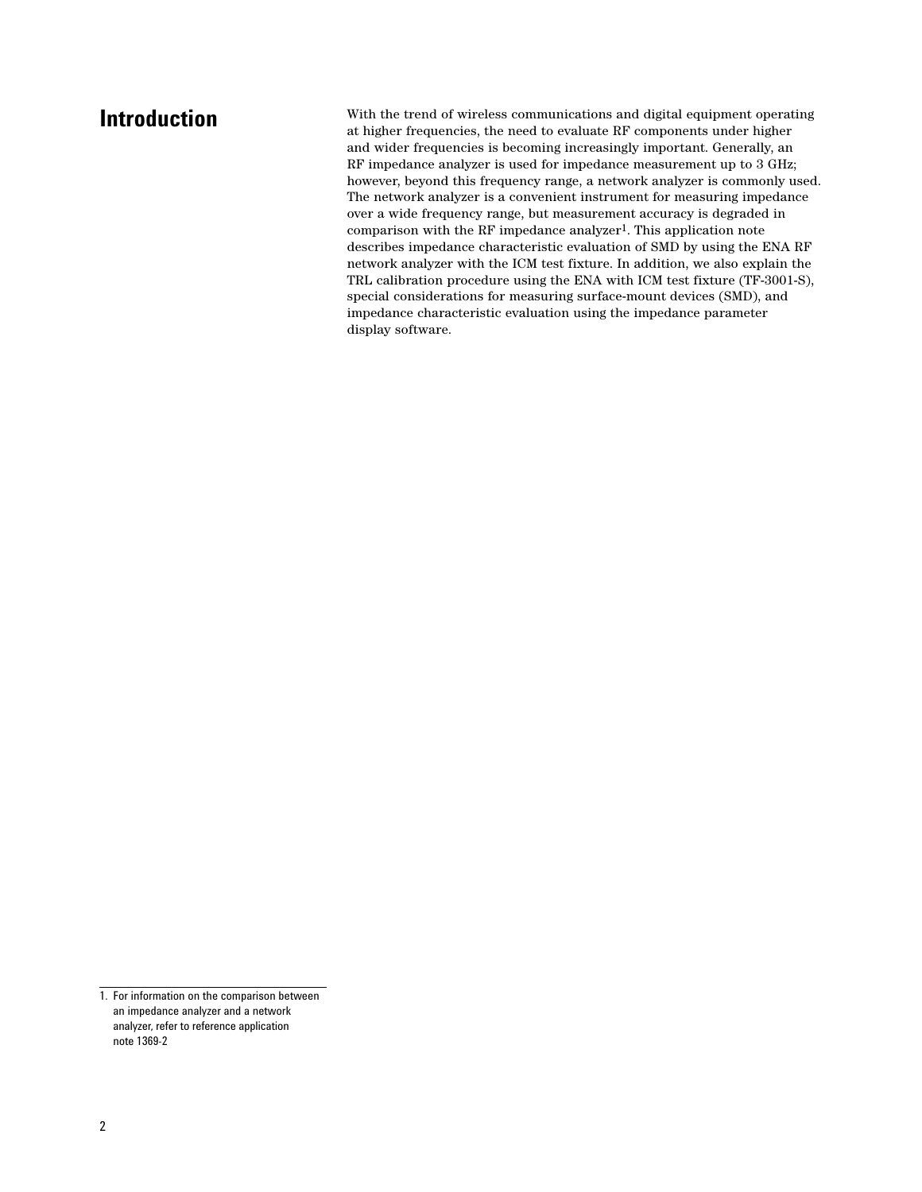# Introduction

With the trend of wireless communications and digital equipment operating at higher frequencies, the need to evaluate RF components under higher and wider frequencies is becoming increasingly important. Generally, an RF impedance analyzer is used for impedance measurement up to 3 GHz; however, beyond this frequency range, a network analyzer is commonly used. The network analyzer is a convenient instrument for measuring impedance over a wide frequency range, but measurement accuracy is degraded in comparison with the RF impedance analyzer[1]. This application note describes impedance characteristic evaluation of SMD by using the ENA RF network analyzer with the ICM test fixture. In addition, we also explain the TRL calibration procedure using the ENA with ICM test fixture (TF-3001-S), special considerations for measuring surface-mount devices (SMD), and impedance characteristic evaluation using the impedance parameter display software.

1. For information on the comparison between an impedance analyzer and a network analyzer, refer to reference application note 1369-2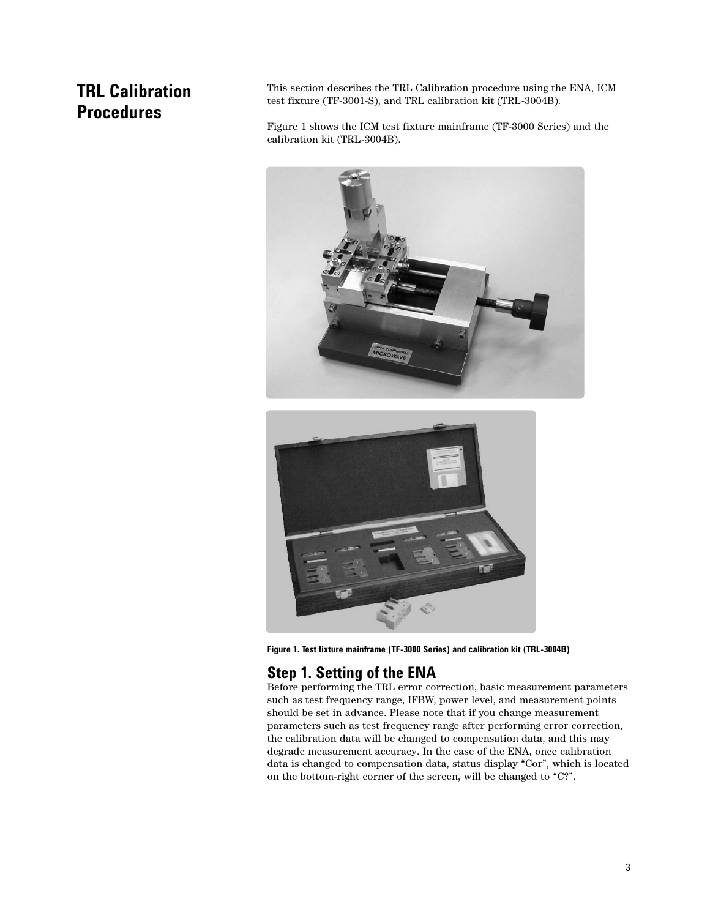# TRL Calibration Procedures

This section describes the TRL Calibration procedure using the ENA, ICM test fixture (TF-3001-S), and TRL calibration kit (TRL-3004B).

Figure 1 shows the ICM test fixture mainframe (TF-3000 Series) and the calibration kit (TRL-3004B).

**Figure 1. Test fixture mainframe (TF-3000 Series) and calibration kit (TRL-3004B)**

## Step 1. Setting of the ENA

Before performing the TRL error correction, basic measurement parameters such as test frequency range, IFBW, power level, and measurement points should be set in advance. Please note that if you change measurement parameters such as test frequency range after performing error correction, the calibration data will be changed to compensation data, and this may degrade measurement accuracy. In the case of the ENA, once calibration data is changed to compensation data, status display "Cor", which is located on the bottom-right corner of the screen, will be changed to "C?".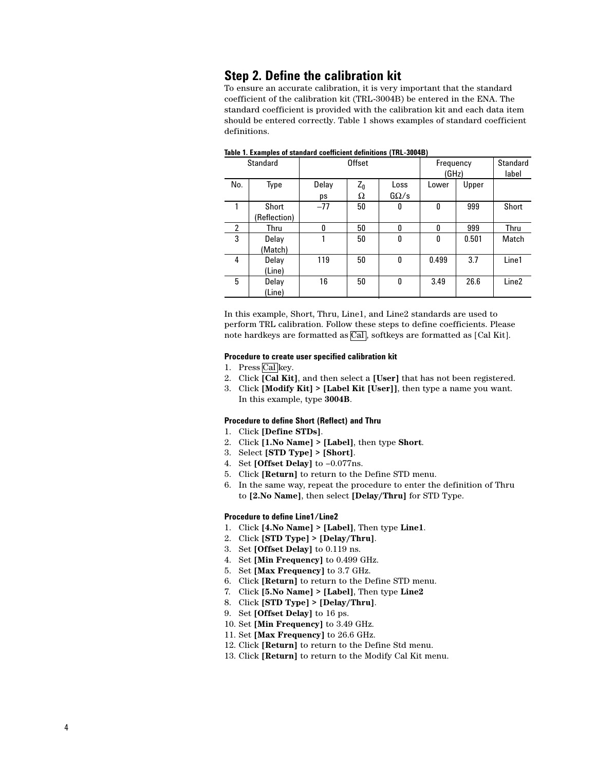## Step 2. Define the calibration kit

To ensure an accurate calibration, it is very important that the standard coefficient of the calibration kit (TRL-3004B) be entered in the ENA. The standard coefficient is provided with the calibration kit and each data item should be entered correctly. Table 1 shows examples of standard coefficient definitions.

**Table 1. Examples of standard coefficient definitions (TRL-3004B)**

| Standard | | Offset | | | Frequency (GHz) | | Standard label |
|---|---|---|---|---|---|---|---|
| No. | Type | Delay ps | $Z_0$ Ω | Loss GΩ/s | Lower | Upper | |
| 1 | Short (Reflection) | –77 | 50 | 0 | 0 | 999 | Short |
| 2 | Thru | 0 | 50 | 0 | 0 | 999 | Thru |
| 3 | Delay (Match) | 1 | 50 | 0 | 0 | 0.501 | Match |
| 4 | Delay (Line) | 119 | 50 | 0 | 0.499 | 3.7 | Line1 |
| 5 | Delay (Line) | 16 | 50 | 0 | 3.49 | 26.6 | Line2 |

In this example, Short, Thru, Line1, and Line2 standards are used to perform TRL calibration. Follow these steps to define coefficients. Please note hardkeys are formatted as Cal, softkeys are formatted as [Cal Kit].

**Procedure to create user specified calibration kit**

1. Press Cal key.
2. Click **[Cal Kit]**, and then select a **[User]** that has not been registered.
3. Click **[Modify Kit] > [Label Kit [User]]**, then type a name you want. In this example, type **3004B**.

**Procedure to define Short (Reflect) and Thru**

1. Click **[Define STDs]**.
2. Click **[1.No Name] > [Label]**, then type **Short**.
3. Select **[STD Type] > [Short]**.
4. Set **[Offset Delay]** to –0.077ns.
5. Click **[Return]** to return to the Define STD menu.
6. In the same way, repeat the procedure to enter the definition of Thru to **[2.No Name]**, then select **[Delay/Thru]** for STD Type.

**Procedure to define Line1/Line2**

1. Click **[4.No Name] > [Label]**, Then type **Line1**.
2. Click **[STD Type] > [Delay/Thru]**.
3. Set **[Offset Delay]** to 0.119 ns.
4. Set **[Min Frequency]** to 0.499 GHz.
5. Set **[Max Frequency]** to 3.7 GHz.
6. Click **[Return]** to return to the Define STD menu.
7. Click **[5.No Name] > [Label]**, Then type **Line2**
8. Click **[STD Type] > [Delay/Thru]**.
9. Set **[Offset Delay]** to 16 ps.
10. Set **[Min Frequency]** to 3.49 GHz.
11. Set **[Max Frequency]** to 26.6 GHz.
12. Click **[Return]** to return to the Define Std menu.
13. Click **[Return]** to return to the Modify Cal Kit menu.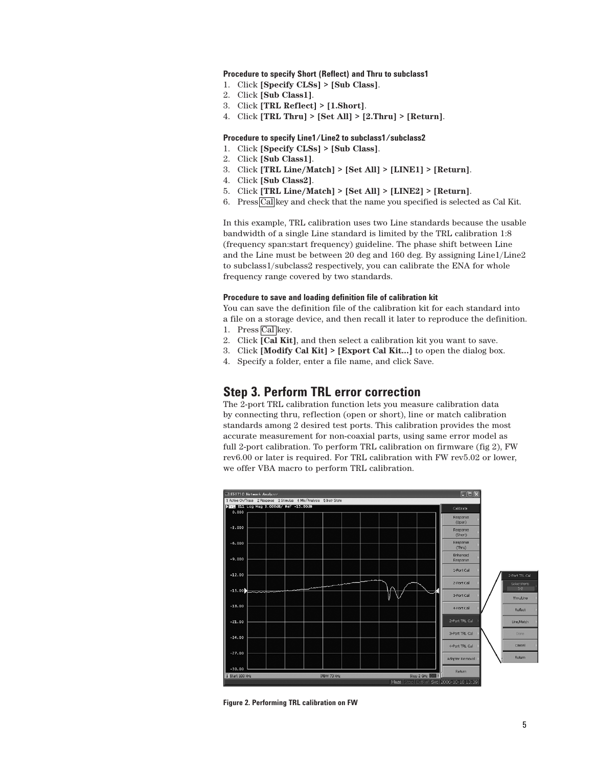**Procedure to specify Short (Reflect) and Thru to subclass1**

1. Click **[Specify CLSs] > [Sub Class]**.
2. Click **[Sub Class1]**.
3. Click **[TRL Reflect] > [1.Short]**.
4. Click **[TRL Thru] > [Set All] > [2.Thru] > [Return]**.

**Procedure to specify Line1/Line2 to subclass1/subclass2**

1. Click **[Specify CLSs] > [Sub Class]**.
2. Click **[Sub Class1]**.
3. Click **[TRL Line/Match] > [Set All] > [LINE1] > [Return]**.
4. Click **[Sub Class2]**.
5. Click **[TRL Line/Match] > [Set All] > [LINE2] > [Return]**.
6. Press Cal key and check that the name you specified is selected as Cal Kit.

In this example, TRL calibration uses two Line standards because the usable bandwidth of a single Line standard is limited by the TRL calibration 1:8 (frequency span:start frequency) guideline. The phase shift between Line and the Line must be between 20 deg and 160 deg. By assigning Line1/Line2 to subclass1/subclass2 respectively, you can calibrate the ENA for whole frequency range covered by two standards.

**Procedure to save and loading definition file of calibration kit**

You can save the definition file of the calibration kit for each standard into a file on a storage device, and then recall it later to reproduce the definition.

1. Press Cal key.
2. Click **[Cal Kit]**, and then select a calibration kit you want to save.
3. Click **[Modify Cal Kit] > [Export Cal Kit...]** to open the dialog box.
4. Specify a folder, enter a file name, and click Save.

## Step 3. Perform TRL error correction

The 2-port TRL calibration function lets you measure calibration data by connecting thru, reflection (open or short), line or match calibration standards among 2 desired test ports. This calibration provides the most accurate measurement for non-coaxial parts, using same error model as full 2-port calibration. To perform TRL calibration on firmware (fig 2), FW rev6.00 or later is required. For TRL calibration with FW rev5.02 or lower, we offer VBA macro to perform TRL calibration.

**Figure 2. Performing TRL calibration on FW**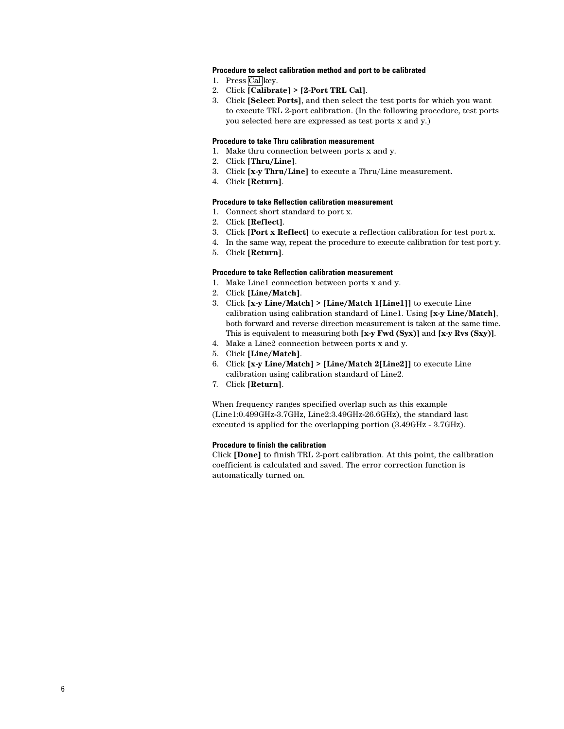#### Procedure to select calibration method and port to be calibrated

1. Press Cal key.
2. Click **[Calibrate] > [2-Port TRL Cal]**.
3. Click **[Select Ports]**, and then select the test ports for which you want to execute TRL 2-port calibration. (In the following procedure, test ports you selected here are expressed as test ports x and y.)

#### Procedure to take Thru calibration measurement

1. Make thru connection between ports x and y.
2. Click **[Thru/Line]**.
3. Click **[x-y Thru/Line]** to execute a Thru/Line measurement.
4. Click **[Return]**.

#### Procedure to take Reflection calibration measurement

1. Connect short standard to port x.
2. Click **[Reflect]**.
3. Click **[Port x Reflect]** to execute a reflection calibration for test port x.
4. In the same way, repeat the procedure to execute calibration for test port y.
5. Click **[Return]**.

#### Procedure to take Reflection calibration measurement

1. Make Line1 connection between ports x and y.
2. Click **[Line/Match]**.
3. Click **[x-y Line/Match] > [Line/Match 1[Line1]]** to execute Line calibration using calibration standard of Line1. Using **[x-y Line/Match]**, both forward and reverse direction measurement is taken at the same time. This is equivalent to measuring both **[x-y Fwd (Syx)]** and **[x-y Rvs (Sxy)]**.
4. Make a Line2 connection between ports x and y.
5. Click **[Line/Match]**.
6. Click **[x-y Line/Match] > [Line/Match 2[Line2]]** to execute Line calibration using calibration standard of Line2.
7. Click **[Return]**.

When frequency ranges specified overlap such as this example (Line1:0.499GHz-3.7GHz, Line2:3.49GHz-26.6GHz), the standard last executed is applied for the overlapping portion (3.49GHz - 3.7GHz).

#### Procedure to finish the calibration

Click **[Done]** to finish TRL 2-port calibration. At this point, the calibration coefficient is calculated and saved. The error correction function is automatically turned on.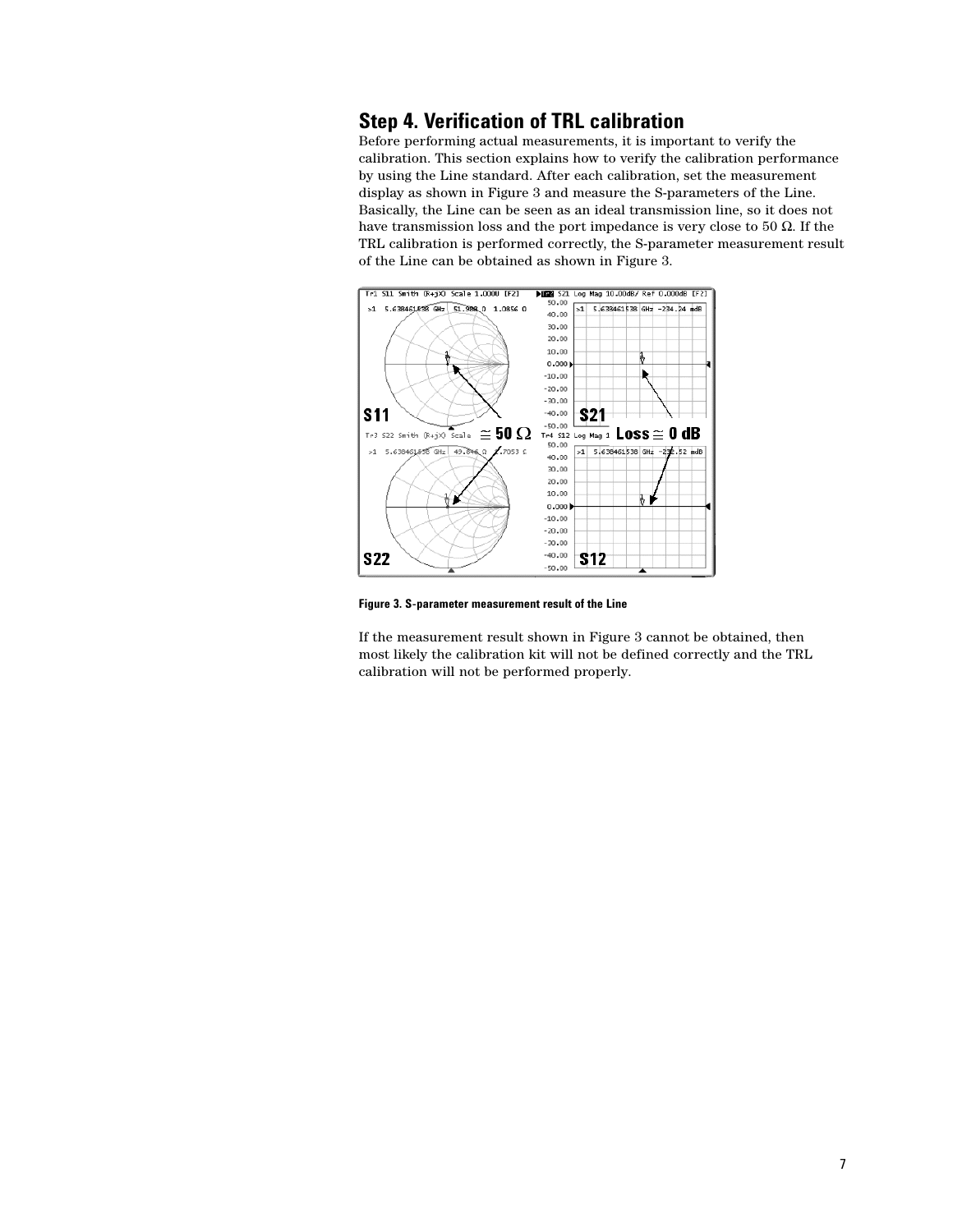## Step 4. Verification of TRL calibration

Before performing actual measurements, it is important to verify the calibration. This section explains how to verify the calibration performance by using the Line standard. After each calibration, set the measurement display as shown in Figure 3 and measure the S-parameters of the Line. Basically, the Line can be seen as an ideal transmission line, so it does not have transmission loss and the port impedance is very close to 50 Ω. If the TRL calibration is performed correctly, the S-parameter measurement result of the Line can be obtained as shown in Figure 3.

**Figure 3. S-parameter measurement result of the Line**

If the measurement result shown in Figure 3 cannot be obtained, then most likely the calibration kit will not be defined correctly and the TRL calibration will not be performed properly.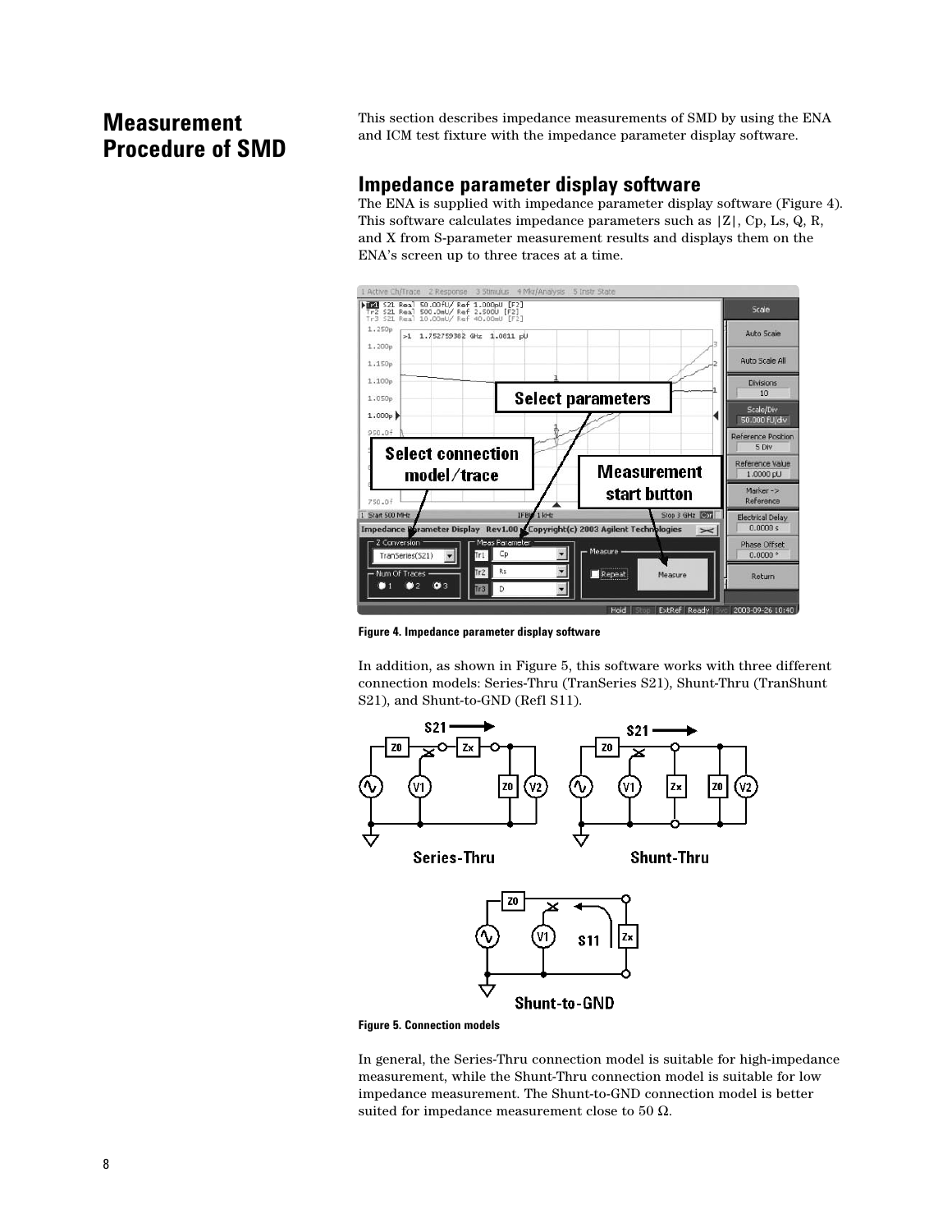# Measurement Procedure of SMD

This section describes impedance measurements of SMD by using the ENA and ICM test fixture with the impedance parameter display software.

## Impedance parameter display software

The ENA is supplied with impedance parameter display software (Figure 4). This software calculates impedance parameters such as |Z|, Cp, Ls, Q, R, and X from S-parameter measurement results and displays them on the ENA's screen up to three traces at a time.

**Figure 4. Impedance parameter display software**

In addition, as shown in Figure 5, this software works with three different connection models: Series-Thru (TranSeries S21), Shunt-Thru (TranShunt S21), and Shunt-to-GND (Refl S11).

**Figure 5. Connection models**

In general, the Series-Thru connection model is suitable for high-impedance measurement, while the Shunt-Thru connection model is suitable for low impedance measurement. The Shunt-to-GND connection model is better suited for impedance measurement close to 50 Ω.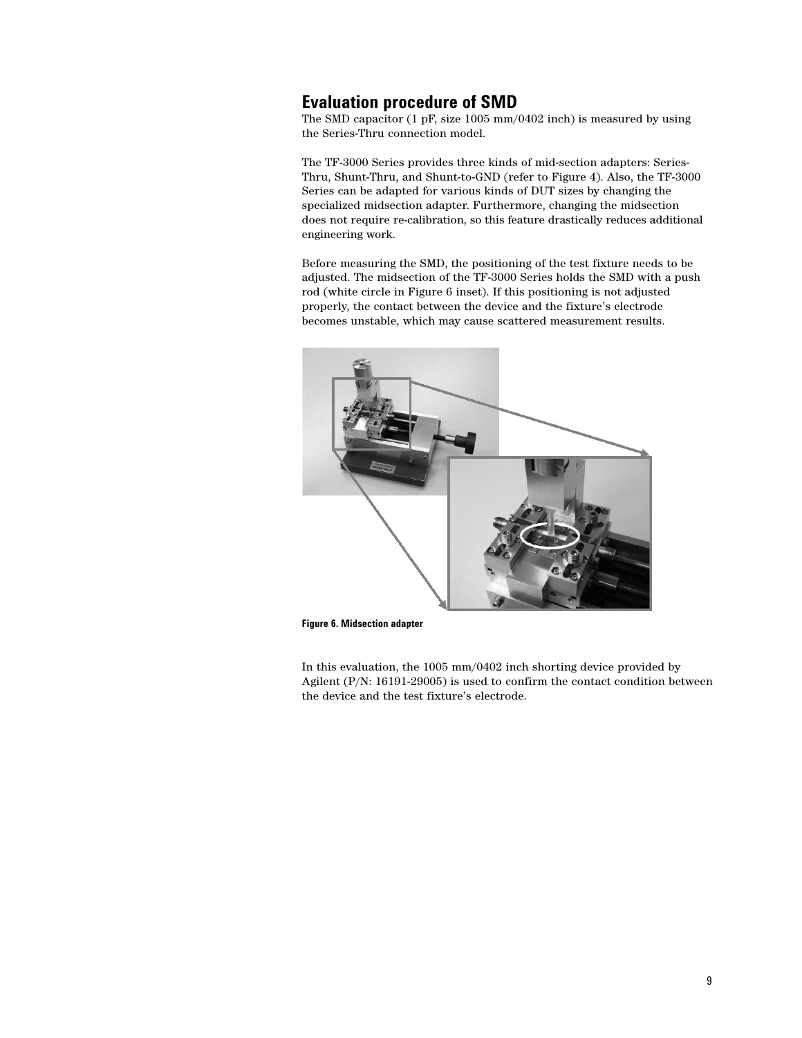## Evaluation procedure of SMD

The SMD capacitor (1 pF, size 1005 mm/0402 inch) is measured by using the Series-Thru connection model.

The TF-3000 Series provides three kinds of mid-section adapters: Series-Thru, Shunt-Thru, and Shunt-to-GND (refer to Figure 4). Also, the TF-3000 Series can be adapted for various kinds of DUT sizes by changing the specialized midsection adapter. Furthermore, changing the midsection does not require re-calibration, so this feature drastically reduces additional engineering work.

Before measuring the SMD, the positioning of the test fixture needs to be adjusted. The midsection of the TF-3000 Series holds the SMD with a push rod (white circle in Figure 6 inset). If this positioning is not adjusted properly, the contact between the device and the fixture's electrode becomes unstable, which may cause scattered measurement results.

**Figure 6. Midsection adapter**

In this evaluation, the 1005 mm/0402 inch shorting device provided by Agilent (P/N: 16191-29005) is used to confirm the contact condition between the device and the test fixture's electrode.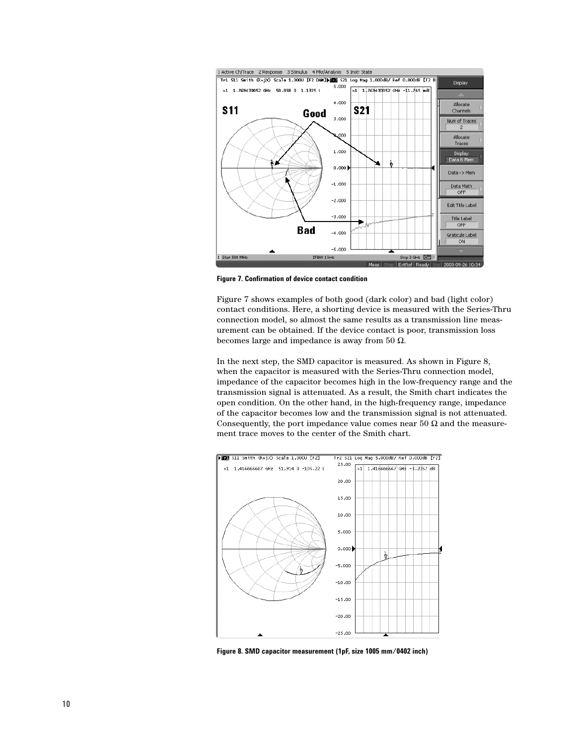Figure 7. Confirmation of device contact condition

Figure 7 shows examples of both good (dark color) and bad (light color) contact conditions. Here, a shorting device is measured with the Series-Thru connection model, so almost the same results as a transmission line measurement can be obtained. If the device contact is poor, transmission loss becomes large and impedance is away from 50 Ω.

In the next step, the SMD capacitor is measured. As shown in Figure 8, when the capacitor is measured with the Series-Thru connection model, impedance of the capacitor becomes high in the low-frequency range and the transmission signal is attenuated. As a result, the Smith chart indicates the open condition. On the other hand, in the high-frequency range, impedance of the capacitor becomes low and the transmission signal is not attenuated. Consequently, the port impedance value comes near 50 Ω and the measurement trace moves to the center of the Smith chart.

Figure 8. SMD capacitor measurement (1pF, size 1005 mm/0402 inch)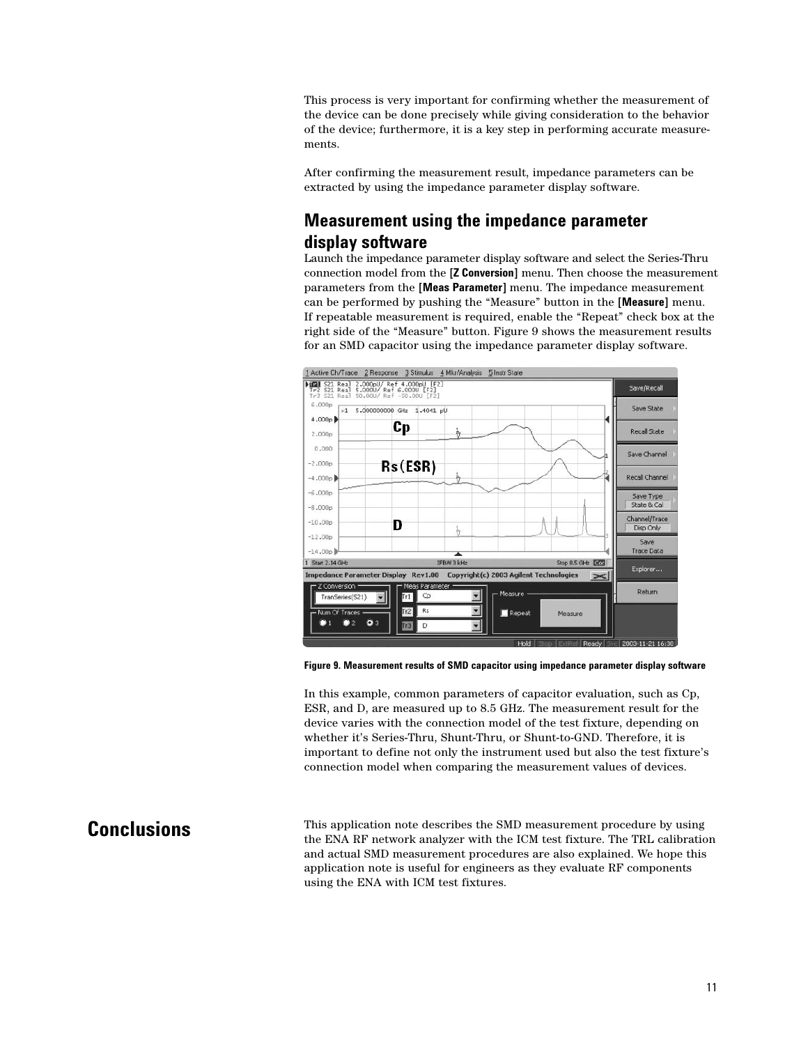This process is very important for confirming whether the measurement of the device can be done precisely while giving consideration to the behavior of the device; furthermore, it is a key step in performing accurate measurements.

After confirming the measurement result, impedance parameters can be extracted by using the impedance parameter display software.

### Measurement using the impedance parameter display software

Launch the impedance parameter display software and select the Series-Thru connection model from the **[Z Conversion]** menu. Then choose the measurement parameters from the **[Meas Parameter]** menu. The impedance measurement can be performed by pushing the "Measure" button in the **[Measure]** menu. If repeatable measurement is required, enable the "Repeat" check box at the right side of the "Measure" button. Figure 9 shows the measurement results for an SMD capacitor using the impedance parameter display software.

**Figure 9. Measurement results of SMD capacitor using impedance parameter display software**

In this example, common parameters of capacitor evaluation, such as Cp, ESR, and D, are measured up to 8.5 GHz. The measurement result for the device varies with the connection model of the test fixture, depending on whether it's Series-Thru, Shunt-Thru, or Shunt-to-GND. Therefore, it is important to define not only the instrument used but also the test fixture's connection model when comparing the measurement values of devices.

## Conclusions

This application note describes the SMD measurement procedure by using the ENA RF network analyzer with the ICM test fixture. The TRL calibration and actual SMD measurement procedures are also explained. We hope this application note is useful for engineers as they evaluate RF components using the ENA with ICM test fixtures.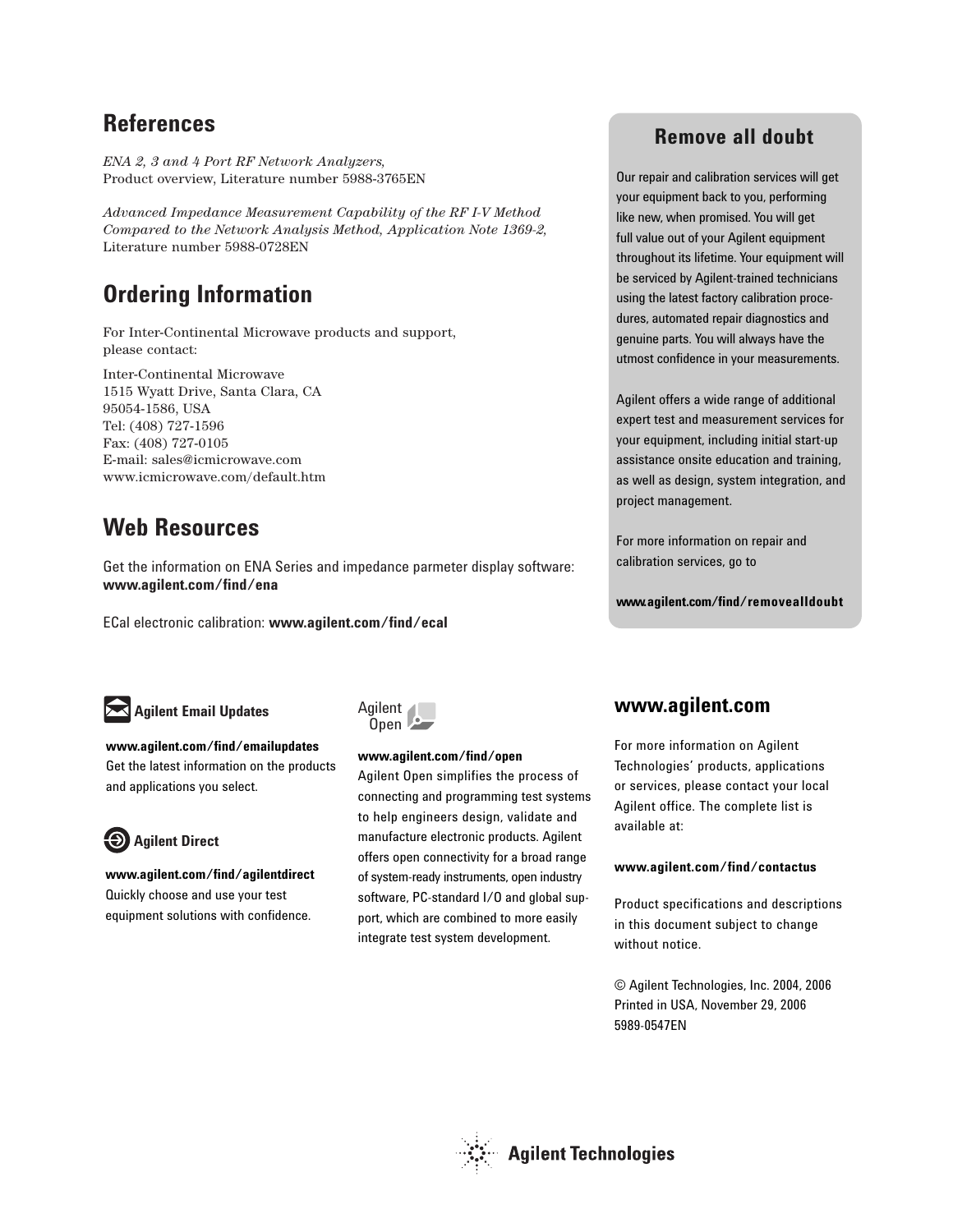## References

*ENA 2, 3 and 4 Port RF Network Analyzers,*
Product overview, Literature number 5988-3765EN

*Advanced Impedance Measurement Capability of the RF I-V Method Compared to the Network Analysis Method, Application Note 1369-2,*
Literature number 5988-0728EN

## Ordering Information

For Inter-Continental Microwave products and support, please contact:

Inter-Continental Microwave
1515 Wyatt Drive, Santa Clara, CA
95054-1586, USA
Tel: (408) 727-1596
Fax: (408) 727-0105
E-mail: sales@icmicrowave.com
www.icmicrowave.com/default.htm

## Web Resources

Get the information on ENA Series and impedance parmeter display software: **www.agilent.com/find/ena**

ECal electronic calibration: **www.agilent.com/find/ecal**

## Remove all doubt

Our repair and calibration services will get your equipment back to you, performing like new, when promised. You will get full value out of your Agilent equipment throughout its lifetime. Your equipment will be serviced by Agilent-trained technicians using the latest factory calibration procedures, automated repair diagnostics and genuine parts. You will always have the utmost confidence in your measurements.

Agilent offers a wide range of additional expert test and measurement services for your equipment, including initial start-up assistance onsite education and training, as well as design, system integration, and project management.

For more information on repair and calibration services, go to

**www.agilent.com/find/removealldoubt**

### Agilent Email Updates

**www.agilent.com/find/emailupdates**
Get the latest information on the products and applications you select.

### Agilent Direct

**www.agilent.com/find/agilentdirect**
Quickly choose and use your test equipment solutions with confidence.

### Agilent Open

**www.agilent.com/find/open**
Agilent Open simplifies the process of connecting and programming test systems to help engineers design, validate and manufacture electronic products. Agilent offers open connectivity for a broad range of system-ready instruments, open industry software, PC-standard I/O and global support, which are combined to more easily integrate test system development.

## www.agilent.com

For more information on Agilent Technologies' products, applications or services, please contact your local Agilent office. The complete list is available at:

**www.agilent.com/find/contactus**

Product specifications and descriptions in this document subject to change without notice.

© Agilent Technologies, Inc. 2004, 2006
Printed in USA, November 29, 2006
5989-0547EN

Agilent Technologies